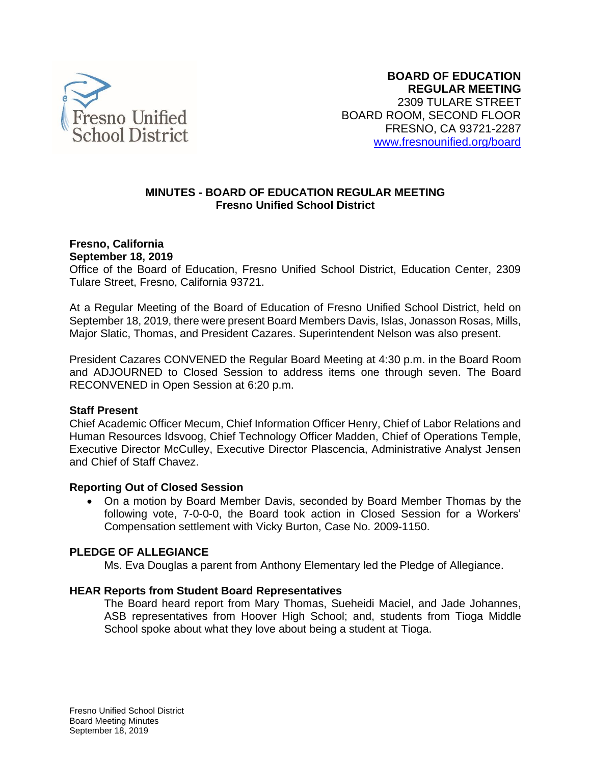**BOARD OF EDUCATION**
**REGULAR MEETING**
2309 TULARE STREET
BOARD ROOM, SECOND FLOOR
FRESNO, CA 93721-2287
www.fresnounified.org/board

## MINUTES - BOARD OF EDUCATION REGULAR MEETING
### Fresno Unified School District

**Fresno, California**
**September 18, 2019**
Office of the Board of Education, Fresno Unified School District, Education Center, 2309 Tulare Street, Fresno, California 93721.

At a Regular Meeting of the Board of Education of Fresno Unified School District, held on September 18, 2019, there were present Board Members Davis, Islas, Jonasson Rosas, Mills, Major Slatic, Thomas, and President Cazares. Superintendent Nelson was also present.

President Cazares CONVENED the Regular Board Meeting at 4:30 p.m. in the Board Room and ADJOURNED to Closed Session to address items one through seven. The Board RECONVENED in Open Session at 6:20 p.m.

**Staff Present**
Chief Academic Officer Mecum, Chief Information Officer Henry, Chief of Labor Relations and Human Resources Idsvoog, Chief Technology Officer Madden, Chief of Operations Temple, Executive Director McCulley, Executive Director Plascencia, Administrative Analyst Jensen and Chief of Staff Chavez.

**Reporting Out of Closed Session**

- On a motion by Board Member Davis, seconded by Board Member Thomas by the following vote, 7-0-0-0, the Board took action in Closed Session for a Workers' Compensation settlement with Vicky Burton, Case No. 2009-1150.

**PLEDGE OF ALLEGIANCE**

Ms. Eva Douglas a parent from Anthony Elementary led the Pledge of Allegiance.

**HEAR Reports from Student Board Representatives**

The Board heard report from Mary Thomas, Sueheidi Maciel, and Jade Johannes, ASB representatives from Hoover High School; and, students from Tioga Middle School spoke about what they love about being a student at Tioga.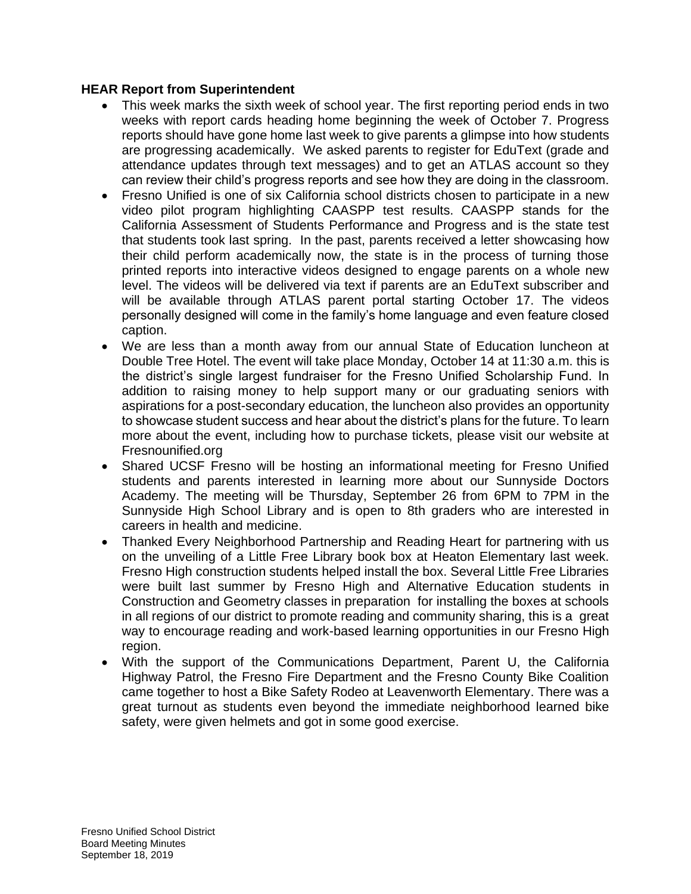**HEAR Report from Superintendent**

- This week marks the sixth week of school year. The first reporting period ends in two weeks with report cards heading home beginning the week of October 7. Progress reports should have gone home last week to give parents a glimpse into how students are progressing academically. We asked parents to register for EduText (grade and attendance updates through text messages) and to get an ATLAS account so they can review their child's progress reports and see how they are doing in the classroom.
- Fresno Unified is one of six California school districts chosen to participate in a new video pilot program highlighting CAASPP test results. CAASPP stands for the California Assessment of Students Performance and Progress and is the state test that students took last spring. In the past, parents received a letter showcasing how their child perform academically now, the state is in the process of turning those printed reports into interactive videos designed to engage parents on a whole new level. The videos will be delivered via text if parents are an EduText subscriber and will be available through ATLAS parent portal starting October 17. The videos personally designed will come in the family's home language and even feature closed caption.
- We are less than a month away from our annual State of Education luncheon at Double Tree Hotel. The event will take place Monday, October 14 at 11:30 a.m. this is the district's single largest fundraiser for the Fresno Unified Scholarship Fund. In addition to raising money to help support many or our graduating seniors with aspirations for a post-secondary education, the luncheon also provides an opportunity to showcase student success and hear about the district's plans for the future. To learn more about the event, including how to purchase tickets, please visit our website at Fresnounified.org
- Shared UCSF Fresno will be hosting an informational meeting for Fresno Unified students and parents interested in learning more about our Sunnyside Doctors Academy. The meeting will be Thursday, September 26 from 6PM to 7PM in the Sunnyside High School Library and is open to 8th graders who are interested in careers in health and medicine.
- Thanked Every Neighborhood Partnership and Reading Heart for partnering with us on the unveiling of a Little Free Library book box at Heaton Elementary last week. Fresno High construction students helped install the box. Several Little Free Libraries were built last summer by Fresno High and Alternative Education students in Construction and Geometry classes in preparation for installing the boxes at schools in all regions of our district to promote reading and community sharing, this is a great way to encourage reading and work-based learning opportunities in our Fresno High region.
- With the support of the Communications Department, Parent U, the California Highway Patrol, the Fresno Fire Department and the Fresno County Bike Coalition came together to host a Bike Safety Rodeo at Leavenworth Elementary. There was a great turnout as students even beyond the immediate neighborhood learned bike safety, were given helmets and got in some good exercise.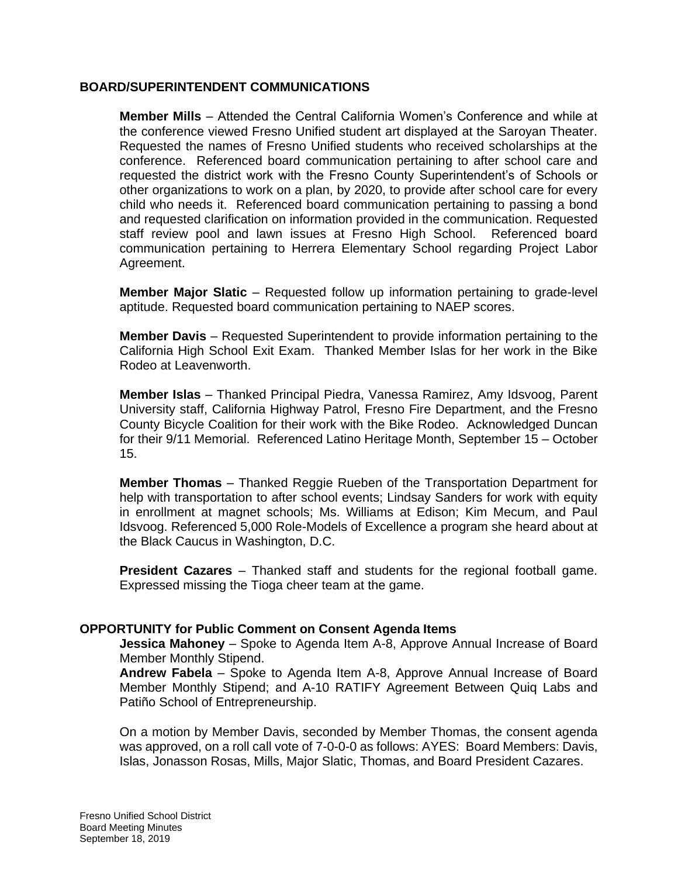## BOARD/SUPERINTENDENT COMMUNICATIONS

**Member Mills** – Attended the Central California Women's Conference and while at the conference viewed Fresno Unified student art displayed at the Saroyan Theater. Requested the names of Fresno Unified students who received scholarships at the conference. Referenced board communication pertaining to after school care and requested the district work with the Fresno County Superintendent's of Schools or other organizations to work on a plan, by 2020, to provide after school care for every child who needs it. Referenced board communication pertaining to passing a bond and requested clarification on information provided in the communication. Requested staff review pool and lawn issues at Fresno High School. Referenced board communication pertaining to Herrera Elementary School regarding Project Labor Agreement.

**Member Major Slatic** – Requested follow up information pertaining to grade-level aptitude. Requested board communication pertaining to NAEP scores.

**Member Davis** – Requested Superintendent to provide information pertaining to the California High School Exit Exam. Thanked Member Islas for her work in the Bike Rodeo at Leavenworth.

**Member Islas** – Thanked Principal Piedra, Vanessa Ramirez, Amy Idsvoog, Parent University staff, California Highway Patrol, Fresno Fire Department, and the Fresno County Bicycle Coalition for their work with the Bike Rodeo. Acknowledged Duncan for their 9/11 Memorial. Referenced Latino Heritage Month, September 15 – October 15.

**Member Thomas** – Thanked Reggie Rueben of the Transportation Department for help with transportation to after school events; Lindsay Sanders for work with equity in enrollment at magnet schools; Ms. Williams at Edison; Kim Mecum, and Paul Idsvoog. Referenced 5,000 Role-Models of Excellence a program she heard about at the Black Caucus in Washington, D.C.

**President Cazares** – Thanked staff and students for the regional football game. Expressed missing the Tioga cheer team at the game.

## OPPORTUNITY for Public Comment on Consent Agenda Items

**Jessica Mahoney** – Spoke to Agenda Item A-8, Approve Annual Increase of Board Member Monthly Stipend.

**Andrew Fabela** – Spoke to Agenda Item A-8, Approve Annual Increase of Board Member Monthly Stipend; and A-10 RATIFY Agreement Between Quiq Labs and Patiño School of Entrepreneurship.

On a motion by Member Davis, seconded by Member Thomas, the consent agenda was approved, on a roll call vote of 7-0-0-0 as follows: AYES: Board Members: Davis, Islas, Jonasson Rosas, Mills, Major Slatic, Thomas, and Board President Cazares.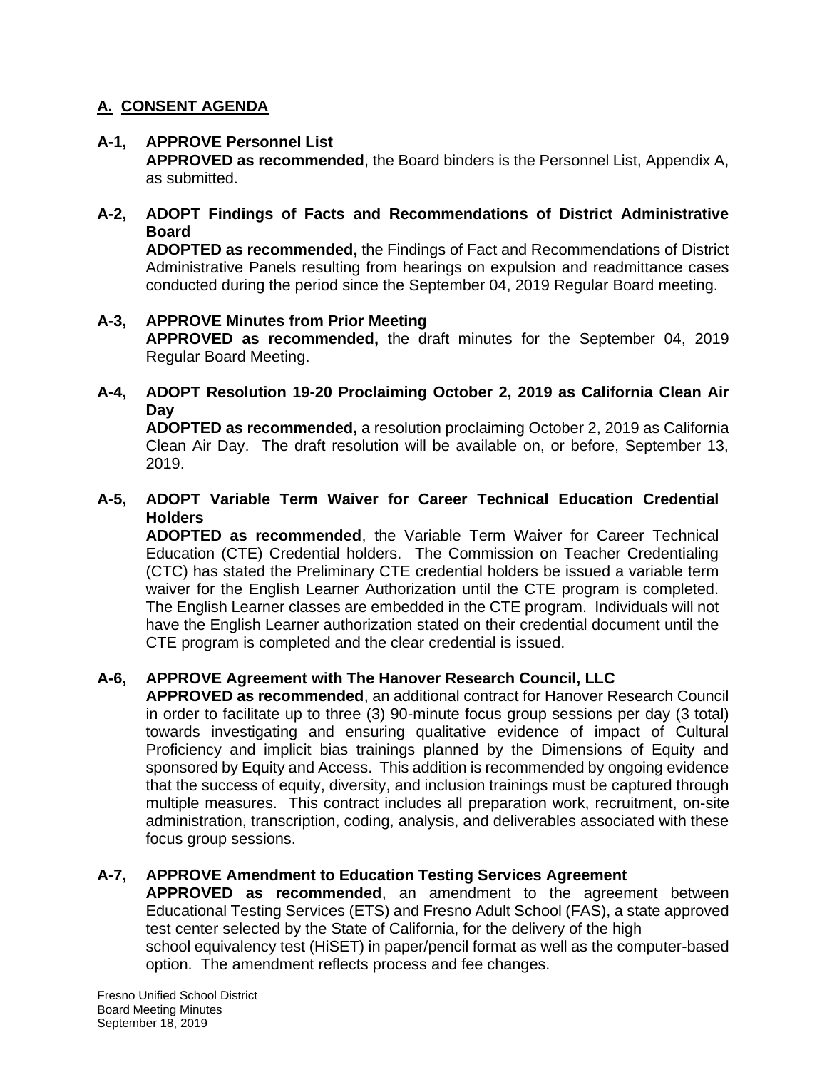## A. CONSENT AGENDA

**A-1, APPROVE Personnel List**
**APPROVED as recommended**, the Board binders is the Personnel List, Appendix A, as submitted.

**A-2, ADOPT Findings of Facts and Recommendations of District Administrative Board**
**ADOPTED as recommended,** the Findings of Fact and Recommendations of District Administrative Panels resulting from hearings on expulsion and readmittance cases conducted during the period since the September 04, 2019 Regular Board meeting.

**A-3, APPROVE Minutes from Prior Meeting**
**APPROVED as recommended,** the draft minutes for the September 04, 2019 Regular Board Meeting.

**A-4, ADOPT Resolution 19-20 Proclaiming October 2, 2019 as California Clean Air Day**
**ADOPTED as recommended,** a resolution proclaiming October 2, 2019 as California Clean Air Day. The draft resolution will be available on, or before, September 13, 2019.

**A-5, ADOPT Variable Term Waiver for Career Technical Education Credential Holders**
**ADOPTED as recommended**, the Variable Term Waiver for Career Technical Education (CTE) Credential holders. The Commission on Teacher Credentialing (CTC) has stated the Preliminary CTE credential holders be issued a variable term waiver for the English Learner Authorization until the CTE program is completed. The English Learner classes are embedded in the CTE program. Individuals will not have the English Learner authorization stated on their credential document until the CTE program is completed and the clear credential is issued.

**A-6, APPROVE Agreement with The Hanover Research Council, LLC**
**APPROVED as recommended**, an additional contract for Hanover Research Council in order to facilitate up to three (3) 90-minute focus group sessions per day (3 total) towards investigating and ensuring qualitative evidence of impact of Cultural Proficiency and implicit bias trainings planned by the Dimensions of Equity and sponsored by Equity and Access. This addition is recommended by ongoing evidence that the success of equity, diversity, and inclusion trainings must be captured through multiple measures. This contract includes all preparation work, recruitment, on-site administration, transcription, coding, analysis, and deliverables associated with these focus group sessions.

**A-7, APPROVE Amendment to Education Testing Services Agreement**
**APPROVED as recommended**, an amendment to the agreement between Educational Testing Services (ETS) and Fresno Adult School (FAS), a state approved test center selected by the State of California, for the delivery of the high school equivalency test (HiSET) in paper/pencil format as well as the computer-based option. The amendment reflects process and fee changes.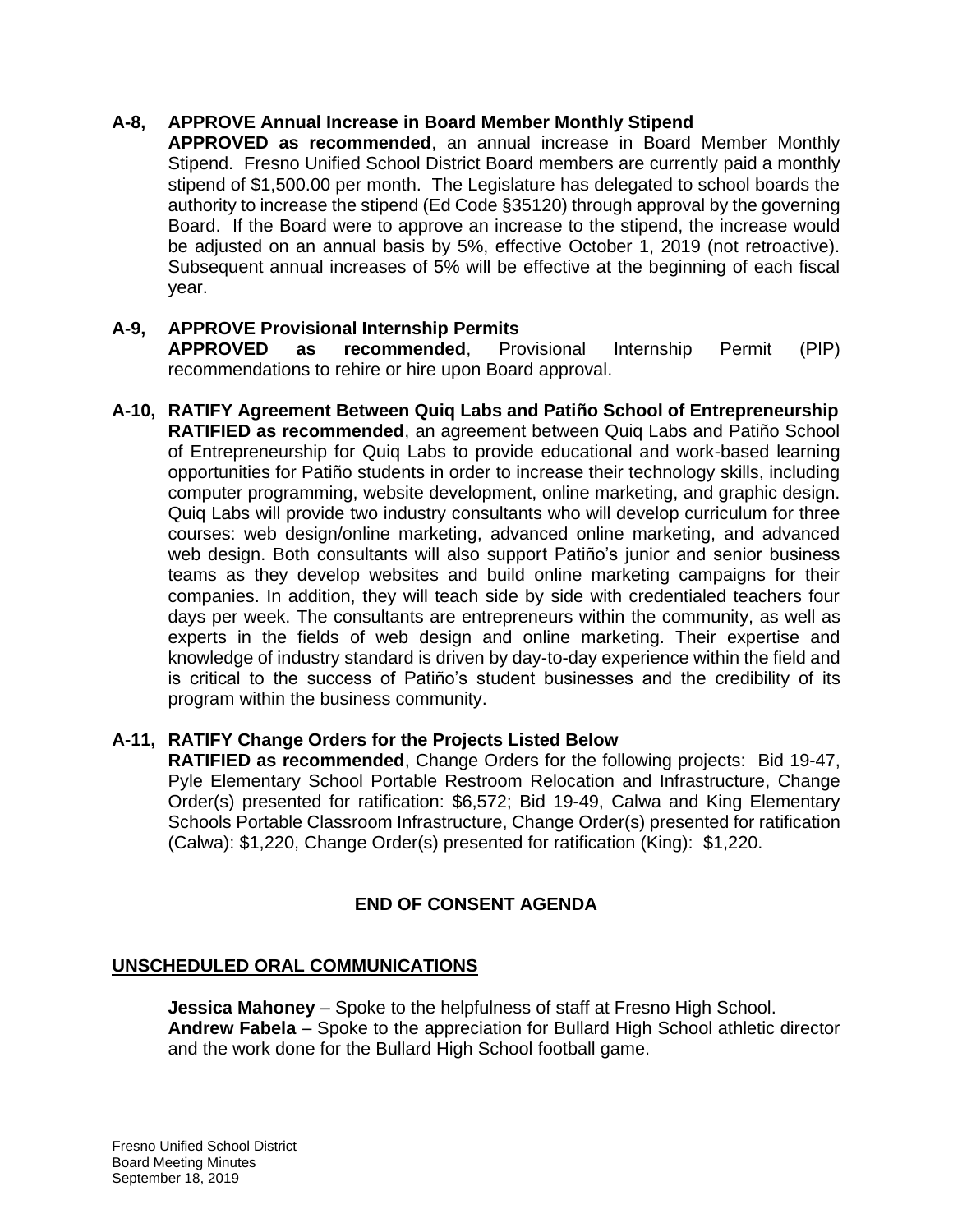**A-8, APPROVE Annual Increase in Board Member Monthly Stipend**

**APPROVED as recommended**, an annual increase in Board Member Monthly Stipend. Fresno Unified School District Board members are currently paid a monthly stipend of $1,500.00 per month. The Legislature has delegated to school boards the authority to increase the stipend (Ed Code §35120) through approval by the governing Board. If the Board were to approve an increase to the stipend, the increase would be adjusted on an annual basis by 5%, effective October 1, 2019 (not retroactive). Subsequent annual increases of 5% will be effective at the beginning of each fiscal year.

**A-9, APPROVE Provisional Internship Permits**

**APPROVED as recommended**, Provisional Internship Permit (PIP) recommendations to rehire or hire upon Board approval.

**A-10, RATIFY Agreement Between Quiq Labs and Patiño School of Entrepreneurship**

**RATIFIED as recommended**, an agreement between Quiq Labs and Patiño School of Entrepreneurship for Quiq Labs to provide educational and work-based learning opportunities for Patiño students in order to increase their technology skills, including computer programming, website development, online marketing, and graphic design. Quiq Labs will provide two industry consultants who will develop curriculum for three courses: web design/online marketing, advanced online marketing, and advanced web design. Both consultants will also support Patiño's junior and senior business teams as they develop websites and build online marketing campaigns for their companies. In addition, they will teach side by side with credentialed teachers four days per week. The consultants are entrepreneurs within the community, as well as experts in the fields of web design and online marketing. Their expertise and knowledge of industry standard is driven by day-to-day experience within the field and is critical to the success of Patiño's student businesses and the credibility of its program within the business community.

**A-11, RATIFY Change Orders for the Projects Listed Below**

**RATIFIED as recommended**, Change Orders for the following projects: Bid 19-47, Pyle Elementary School Portable Restroom Relocation and Infrastructure, Change Order(s) presented for ratification: $6,572; Bid 19-49, Calwa and King Elementary Schools Portable Classroom Infrastructure, Change Order(s) presented for ratification (Calwa): $1,220, Change Order(s) presented for ratification (King): $1,220.

**END OF CONSENT AGENDA**

**UNSCHEDULED ORAL COMMUNICATIONS**

**Jessica Mahoney** – Spoke to the helpfulness of staff at Fresno High School.
**Andrew Fabela** – Spoke to the appreciation for Bullard High School athletic director and the work done for the Bullard High School football game.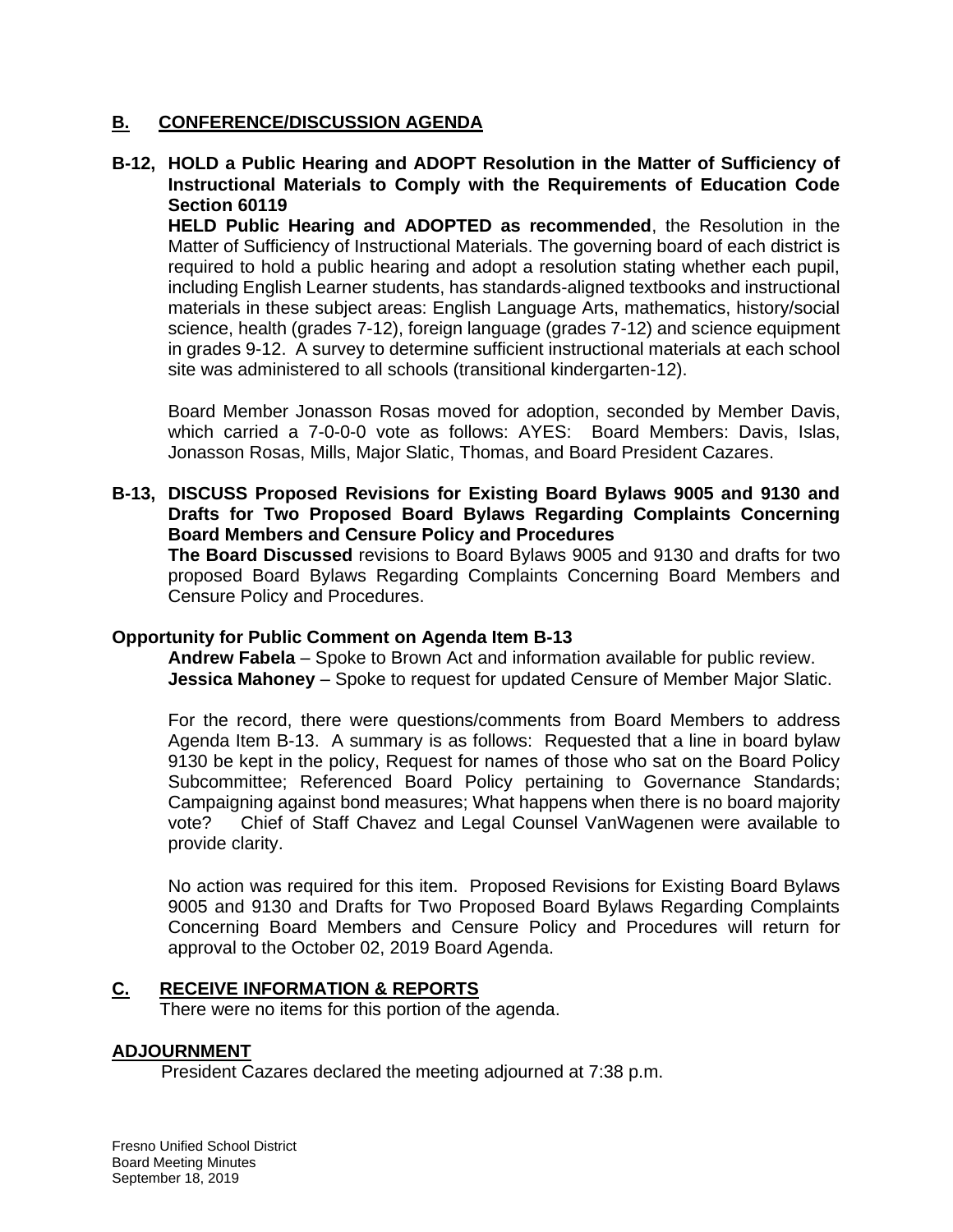## B. CONFERENCE/DISCUSSION AGENDA

**B-12, HOLD a Public Hearing and ADOPT Resolution in the Matter of Sufficiency of Instructional Materials to Comply with the Requirements of Education Code Section 60119**

**HELD Public Hearing and ADOPTED as recommended**, the Resolution in the Matter of Sufficiency of Instructional Materials. The governing board of each district is required to hold a public hearing and adopt a resolution stating whether each pupil, including English Learner students, has standards-aligned textbooks and instructional materials in these subject areas: English Language Arts, mathematics, history/social science, health (grades 7-12), foreign language (grades 7-12) and science equipment in grades 9-12. A survey to determine sufficient instructional materials at each school site was administered to all schools (transitional kindergarten-12).

Board Member Jonasson Rosas moved for adoption, seconded by Member Davis, which carried a 7-0-0-0 vote as follows: AYES: Board Members: Davis, Islas, Jonasson Rosas, Mills, Major Slatic, Thomas, and Board President Cazares.

**B-13, DISCUSS Proposed Revisions for Existing Board Bylaws 9005 and 9130 and Drafts for Two Proposed Board Bylaws Regarding Complaints Concerning Board Members and Censure Policy and Procedures**

**The Board Discussed** revisions to Board Bylaws 9005 and 9130 and drafts for two proposed Board Bylaws Regarding Complaints Concerning Board Members and Censure Policy and Procedures.

**Opportunity for Public Comment on Agenda Item B-13**

**Andrew Fabela** – Spoke to Brown Act and information available for public review.
**Jessica Mahoney** – Spoke to request for updated Censure of Member Major Slatic.

For the record, there were questions/comments from Board Members to address Agenda Item B-13. A summary is as follows: Requested that a line in board bylaw 9130 be kept in the policy, Request for names of those who sat on the Board Policy Subcommittee; Referenced Board Policy pertaining to Governance Standards; Campaigning against bond measures; What happens when there is no board majority vote? Chief of Staff Chavez and Legal Counsel VanWagenen were available to provide clarity.

No action was required for this item. Proposed Revisions for Existing Board Bylaws 9005 and 9130 and Drafts for Two Proposed Board Bylaws Regarding Complaints Concerning Board Members and Censure Policy and Procedures will return for approval to the October 02, 2019 Board Agenda.

## C. RECEIVE INFORMATION & REPORTS

There were no items for this portion of the agenda.

## ADJOURNMENT

President Cazares declared the meeting adjourned at 7:38 p.m.